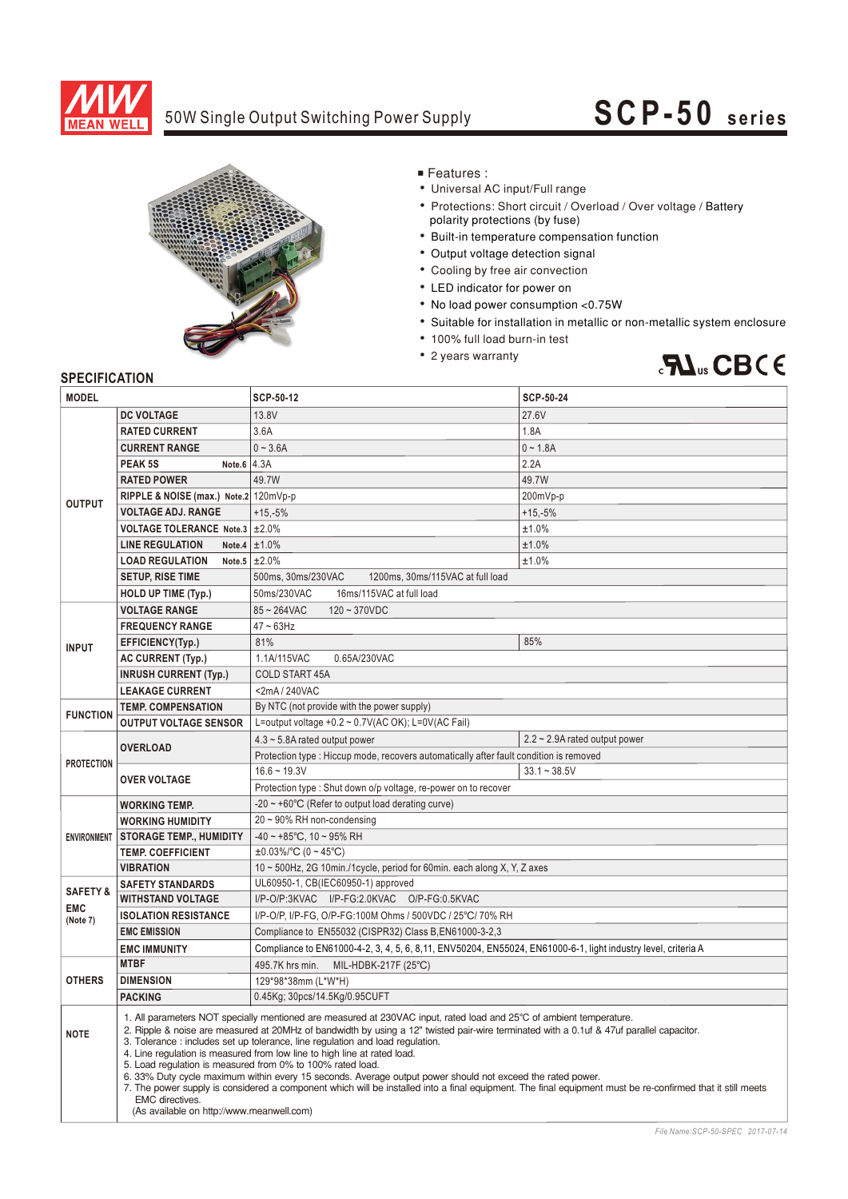# 50W Single Output Switching Power Supply

## SCP-50 series

■ Features :

- Universal AC input/Full range
- Protections: Short circuit / Overload / Over voltage / Battery polarity protections (by fuse)
- Built-in temperature compensation function
- Output voltage detection signal
- Cooling by free air convection
- LED indicator for power on
- No load power consumption <0.75W
- Suitable for installation in metallic or non-metallic system enclosure
- 100% full load burn-in test
- 2 years warranty

## SPECIFICATION

| MODEL | | SCP-50-12 | SCP-50-24 |
|---|---|---|---|
| OUTPUT | DC VOLTAGE | 13.8V | 27.6V |
| | RATED CURRENT | 3.6A | 1.8A |
| | CURRENT RANGE | 0 ~ 3.6A | 0 ~ 1.8A |
| | PEAK 5S Note.6 | 4.3A | 2.2A |
| | RATED POWER | 49.7W | 49.7W |
| | RIPPLE & NOISE (max.) Note.2 | 120mVp-p | 200mVp-p |
| | VOLTAGE ADJ. RANGE | +15,-5% | +15,-5% |
| | VOLTAGE TOLERANCE Note.3 | ±2.0% | ±1.0% |
| | LINE REGULATION Note.4 | ±1.0% | ±1.0% |
| | LOAD REGULATION Note.5 | ±2.0% | ±1.0% |
| | SETUP, RISE TIME | 500ms, 30ms/230VAC 1200ms, 30ms/115VAC at full load | |
| | HOLD UP TIME (Typ.) | 50ms/230VAC 16ms/115VAC at full load | |
| INPUT | VOLTAGE RANGE | 85 ~ 264VAC 120 ~ 370VDC | |
| | FREQUENCY RANGE | 47 ~ 63Hz | |
| | EFFICIENCY(Typ.) | 81% | 85% |
| | AC CURRENT (Typ.) | 1.1A/115VAC 0.65A/230VAC | |
| | INRUSH CURRENT (Typ.) | COLD START 45A | |
| | LEAKAGE CURRENT | <2mA / 240VAC | |
| FUNCTION | TEMP. COMPENSATION | By NTC (not provide with the power supply) | |
| | OUTPUT VOLTAGE SENSOR | L=output voltage +0.2 ~ 0.7V(AC OK); L=0V(AC Fail) | |
| PROTECTION | OVERLOAD | 4.3 ~ 5.8A rated output power | 2.2 ~ 2.9A rated output power |
| | | Protection type : Hiccup mode, recovers automatically after fault condition is removed | |
| | OVER VOLTAGE | 16.6 ~ 19.3V | 33.1 ~ 38.5V |
| | | Protection type : Shut down o/p voltage, re-power on to recover | |
| ENVIRONMENT | WORKING TEMP. | -20 ~ +60℃ (Refer to output load derating curve) | |
| | WORKING HUMIDITY | 20 ~ 90% RH non-condensing | |
| | STORAGE TEMP., HUMIDITY | -40 ~ +85℃, 10 ~ 95% RH | |
| | TEMP. COEFFICIENT | ±0.03%/℃ (0 ~ 45℃) | |
| | VIBRATION | 10 ~ 500Hz, 2G 10min./1cycle, period for 60min. each along X, Y, Z axes | |
| SAFETY & EMC (Note 7) | SAFETY STANDARDS | UL60950-1, CB(IEC60950-1) approved | |
| | WITHSTAND VOLTAGE | I/P-O/P:3KVAC I/P-FG:2.0KVAC O/P-FG:0.5KVAC | |
| | ISOLATION RESISTANCE | I/P-O/P, I/P-FG, O/P-FG:100M Ohms / 500VDC / 25℃/ 70% RH | |
| | EMC EMISSION | Compliance to EN55032 (CISPR32) Class B,EN61000-3-2,3 | |
| | EMC IMMUNITY | Compliance to EN61000-4-2, 3, 4, 5, 6, 8,11, ENV50204, EN55024, EN61000-6-1, light industry level, criteria A | |
| OTHERS | MTBF | 495.7K hrs min. MIL-HDBK-217F (25℃) | |
| | DIMENSION | 129*98*38mm (L*W*H) | |
| | PACKING | 0.45Kg; 30pcs/14.5Kg/0.95CUFT | |

**NOTE**

1. All parameters NOT specially mentioned are measured at 230VAC input, rated load and 25℃ of ambient temperature.
2. Ripple & noise are measured at 20MHz of bandwidth by using a 12" twisted pair-wire terminated with a 0.1uf & 47uf parallel capacitor.
3. Tolerance : includes set up tolerance, line regulation and load regulation.
4. Line regulation is measured from low line to high line at rated load.
5. Load regulation is measured from 0% to 100% rated load.
6. 33% Duty cycle maximum within every 15 seconds. Average output power should not exceed the rated power.
7. The power supply is considered a component which will be installed into a final equipment. The final equipment must be re-confirmed that it still meets EMC directives.
   (As available on http://www.meanwell.com)

File Name:SCP-50-SPEC 2017-07-14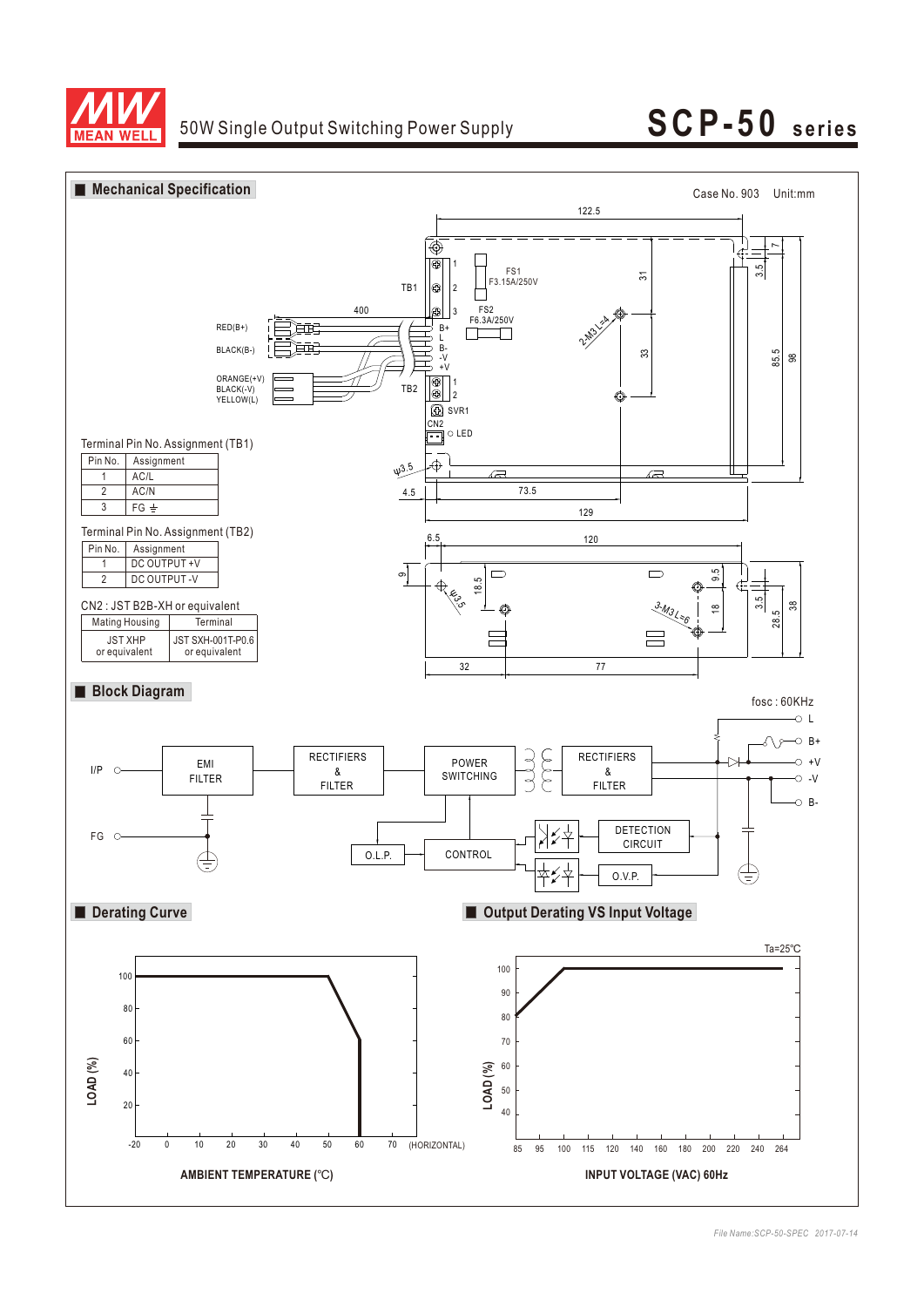## Mechanical Specification

Case No. 903 Unit:mm

Terminal Pin No. Assignment (TB1)

| Pin No. | Assignment |
|---|---|
| 1 | AC/L |
| 2 | AC/N |
| 3 | FG ⏚ |

Terminal Pin No. Assignment (TB2)

| Pin No. | Assignment |
|---|---|
| 1 | DC OUTPUT +V |
| 2 | DC OUTPUT -V |

CN2 : JST B2B-XH or equivalent

| Mating Housing | Terminal |
|---|---|
| JST XHP or equivalent | JST SXH-001T-P0.6 or equivalent |

## Block Diagram

fosc : 60KHz

## Derating Curve

## Output Derating VS Input Voltage

Ta=25℃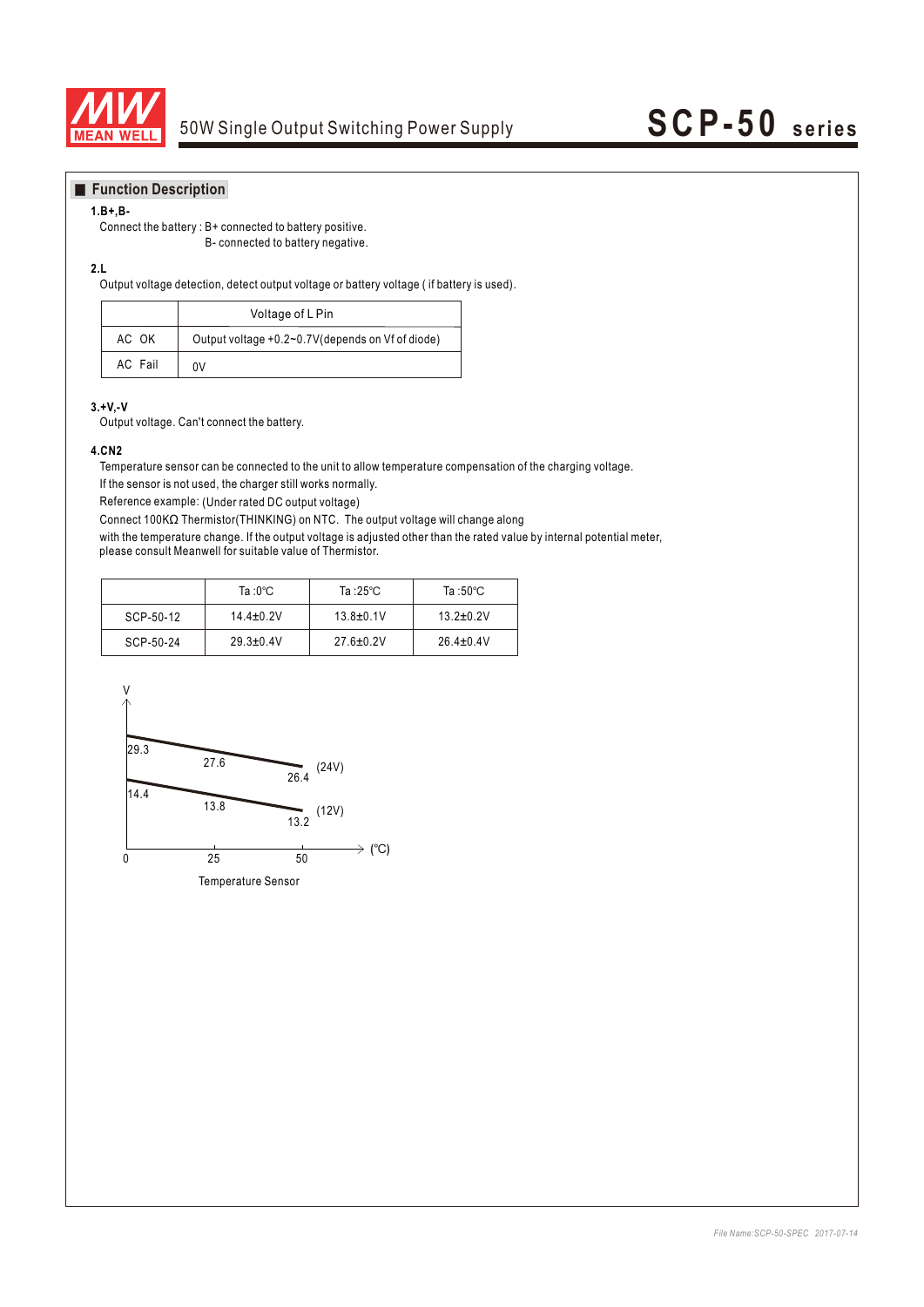## Function Description

**1.B+,B-**

Connect the battery : B+ connected to battery positive.
B- connected to battery negative.

**2.L**

Output voltage detection, detect output voltage or battery voltage ( if battery is used).

| | Voltage of L Pin |
|---|---|
| AC OK | Output voltage +0.2~0.7V(depends on Vf of diode) |
| AC Fail | 0V |

**3.+V,-V**

Output voltage. Can't connect the battery.

**4.CN2**

Temperature sensor can be connected to the unit to allow temperature compensation of the charging voltage.
If the sensor is not used, the charger still works normally.
Reference example: (Under rated DC output voltage)
Connect 100KΩ Thermistor(THINKING) on NTC. The output voltage will change along
with the temperature change. If the output voltage is adjusted other than the rated value by internal potential meter, please consult Meanwell for suitable value of Thermistor.

| | Ta :0℃ | Ta :25℃ | Ta :50℃ |
|---|---|---|---|
| SCP-50-12 | 14.4±0.2V | 13.8±0.1V | 13.2±0.2V |
| SCP-50-24 | 29.3±0.4V | 27.6±0.2V | 26.4±0.4V |

V
29.3
27.6
26.4
(24V)
14.4
13.8
13.2
(12V)
0
25
50
(℃)
Temperature Sensor